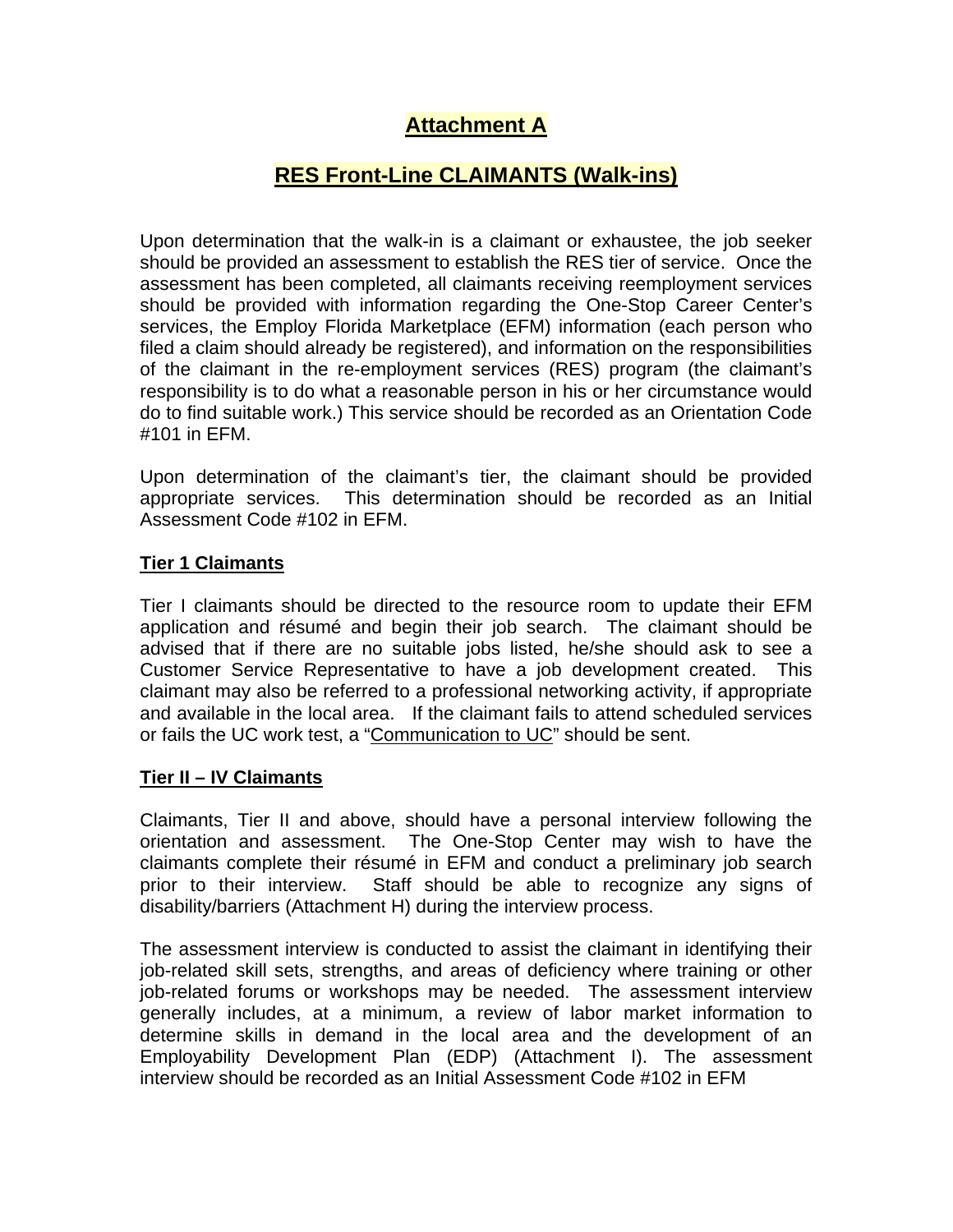# Attachment A

## RES Front-Line CLAIMANTS (Walk-ins)

Upon determination that the walk-in is a claimant or exhaustee, the job seeker should be provided an assessment to establish the RES tier of service. Once the assessment has been completed, all claimants receiving reemployment services should be provided with information regarding the One-Stop Career Center's services, the Employ Florida Marketplace (EFM) information (each person who filed a claim should already be registered), and information on the responsibilities of the claimant in the re-employment services (RES) program (the claimant's responsibility is to do what a reasonable person in his or her circumstance would do to find suitable work.) This service should be recorded as an Orientation Code #101 in EFM.

Upon determination of the claimant's tier, the claimant should be provided appropriate services. This determination should be recorded as an Initial Assessment Code #102 in EFM.

### Tier 1 Claimants

Tier I claimants should be directed to the resource room to update their EFM application and résumé and begin their job search. The claimant should be advised that if there are no suitable jobs listed, he/she should ask to see a Customer Service Representative to have a job development created. This claimant may also be referred to a professional networking activity, if appropriate and available in the local area. If the claimant fails to attend scheduled services or fails the UC work test, a "Communication to UC" should be sent.

### Tier II – IV Claimants

Claimants, Tier II and above, should have a personal interview following the orientation and assessment. The One-Stop Center may wish to have the claimants complete their résumé in EFM and conduct a preliminary job search prior to their interview. Staff should be able to recognize any signs of disability/barriers (Attachment H) during the interview process.

The assessment interview is conducted to assist the claimant in identifying their job-related skill sets, strengths, and areas of deficiency where training or other job-related forums or workshops may be needed. The assessment interview generally includes, at a minimum, a review of labor market information to determine skills in demand in the local area and the development of an Employability Development Plan (EDP) (Attachment I). The assessment interview should be recorded as an Initial Assessment Code #102 in EFM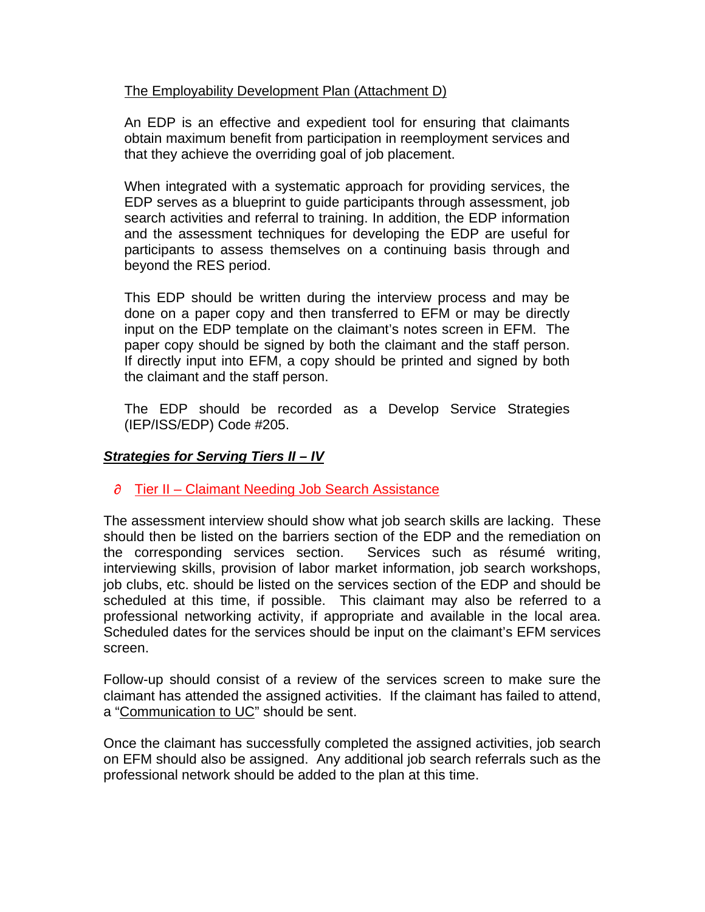The Employability Development Plan (Attachment D)

An EDP is an effective and expedient tool for ensuring that claimants obtain maximum benefit from participation in reemployment services and that they achieve the overriding goal of job placement.

When integrated with a systematic approach for providing services, the EDP serves as a blueprint to guide participants through assessment, job search activities and referral to training. In addition, the EDP information and the assessment techniques for developing the EDP are useful for participants to assess themselves on a continuing basis through and beyond the RES period.

This EDP should be written during the interview process and may be done on a paper copy and then transferred to EFM or may be directly input on the EDP template on the claimant's notes screen in EFM. The paper copy should be signed by both the claimant and the staff person. If directly input into EFM, a copy should be printed and signed by both the claimant and the staff person.

The EDP should be recorded as a Develop Service Strategies (IEP/ISS/EDP) Code #205.

***Strategies for Serving Tiers II – IV***

- Tier II – Claimant Needing Job Search Assistance

The assessment interview should show what job search skills are lacking. These should then be listed on the barriers section of the EDP and the remediation on the corresponding services section. Services such as résumé writing, interviewing skills, provision of labor market information, job search workshops, job clubs, etc. should be listed on the services section of the EDP and should be scheduled at this time, if possible. This claimant may also be referred to a professional networking activity, if appropriate and available in the local area. Scheduled dates for the services should be input on the claimant's EFM services screen.

Follow-up should consist of a review of the services screen to make sure the claimant has attended the assigned activities. If the claimant has failed to attend, a "Communication to UC" should be sent.

Once the claimant has successfully completed the assigned activities, job search on EFM should also be assigned. Any additional job search referrals such as the professional network should be added to the plan at this time.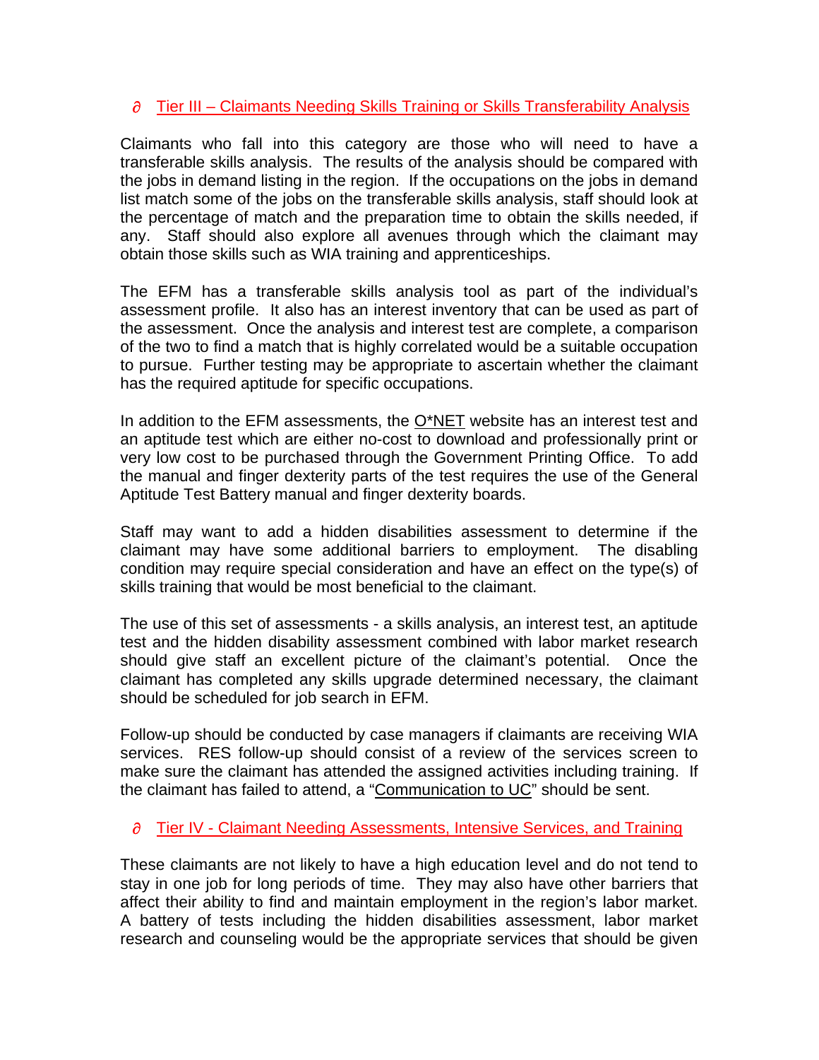- Tier III – Claimants Needing Skills Training or Skills Transferability Analysis

Claimants who fall into this category are those who will need to have a transferable skills analysis. The results of the analysis should be compared with the jobs in demand listing in the region. If the occupations on the jobs in demand list match some of the jobs on the transferable skills analysis, staff should look at the percentage of match and the preparation time to obtain the skills needed, if any. Staff should also explore all avenues through which the claimant may obtain those skills such as WIA training and apprenticeships.

The EFM has a transferable skills analysis tool as part of the individual's assessment profile. It also has an interest inventory that can be used as part of the assessment. Once the analysis and interest test are complete, a comparison of the two to find a match that is highly correlated would be a suitable occupation to pursue. Further testing may be appropriate to ascertain whether the claimant has the required aptitude for specific occupations.

In addition to the EFM assessments, the O*NET website has an interest test and an aptitude test which are either no-cost to download and professionally print or very low cost to be purchased through the Government Printing Office. To add the manual and finger dexterity parts of the test requires the use of the General Aptitude Test Battery manual and finger dexterity boards.

Staff may want to add a hidden disabilities assessment to determine if the claimant may have some additional barriers to employment. The disabling condition may require special consideration and have an effect on the type(s) of skills training that would be most beneficial to the claimant.

The use of this set of assessments - a skills analysis, an interest test, an aptitude test and the hidden disability assessment combined with labor market research should give staff an excellent picture of the claimant's potential. Once the claimant has completed any skills upgrade determined necessary, the claimant should be scheduled for job search in EFM.

Follow-up should be conducted by case managers if claimants are receiving WIA services. RES follow-up should consist of a review of the services screen to make sure the claimant has attended the assigned activities including training. If the claimant has failed to attend, a "Communication to UC" should be sent.

- Tier IV - Claimant Needing Assessments, Intensive Services, and Training

These claimants are not likely to have a high education level and do not tend to stay in one job for long periods of time. They may also have other barriers that affect their ability to find and maintain employment in the region's labor market. A battery of tests including the hidden disabilities assessment, labor market research and counseling would be the appropriate services that should be given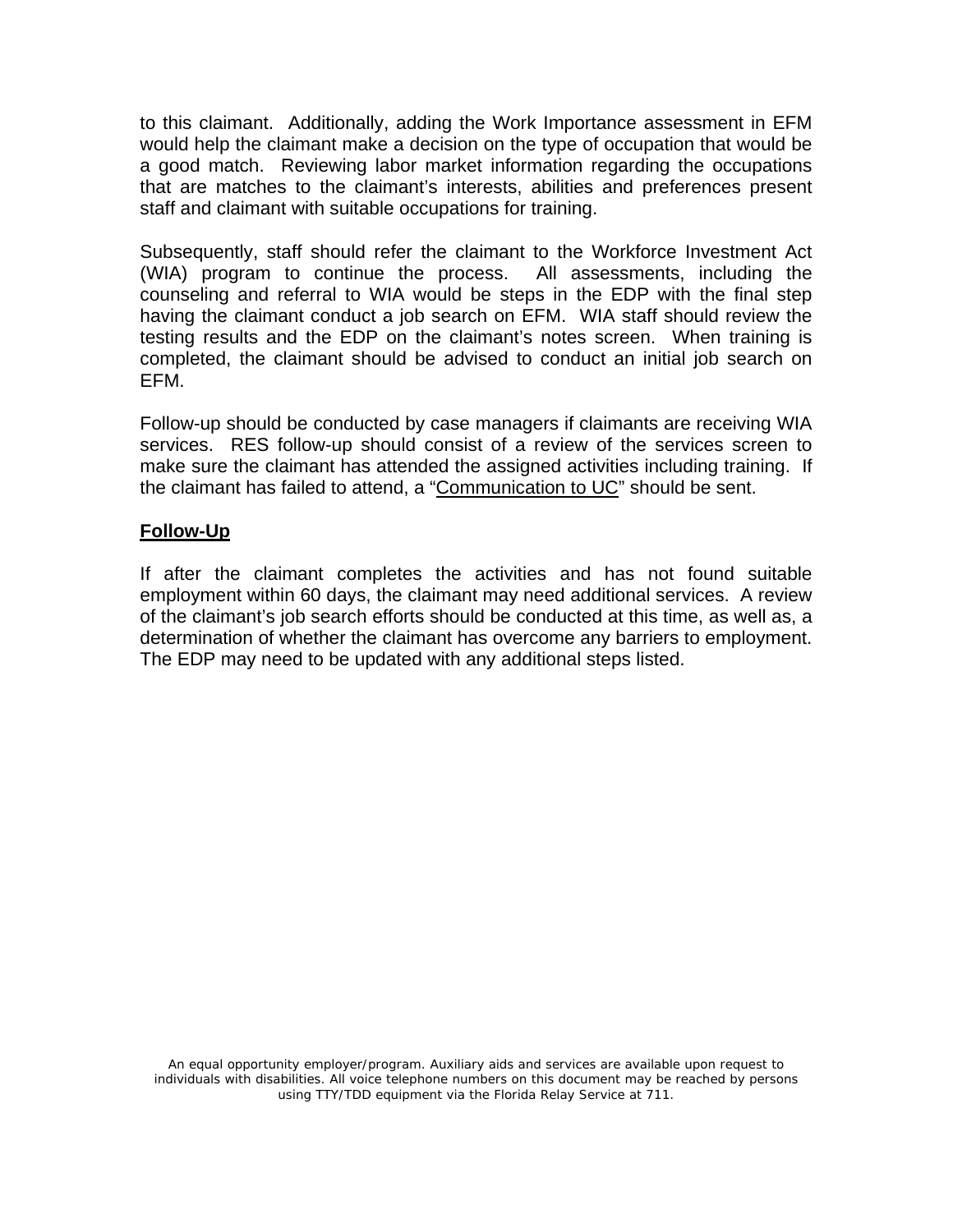to this claimant. Additionally, adding the Work Importance assessment in EFM would help the claimant make a decision on the type of occupation that would be a good match. Reviewing labor market information regarding the occupations that are matches to the claimant's interests, abilities and preferences present staff and claimant with suitable occupations for training.

Subsequently, staff should refer the claimant to the Workforce Investment Act (WIA) program to continue the process. All assessments, including the counseling and referral to WIA would be steps in the EDP with the final step having the claimant conduct a job search on EFM. WIA staff should review the testing results and the EDP on the claimant's notes screen. When training is completed, the claimant should be advised to conduct an initial job search on EFM.

Follow-up should be conducted by case managers if claimants are receiving WIA services. RES follow-up should consist of a review of the services screen to make sure the claimant has attended the assigned activities including training. If the claimant has failed to attend, a "Communication to UC" should be sent.

**Follow-Up**

If after the claimant completes the activities and has not found suitable employment within 60 days, the claimant may need additional services. A review of the claimant's job search efforts should be conducted at this time, as well as, a determination of whether the claimant has overcome any barriers to employment. The EDP may need to be updated with any additional steps listed.

An equal opportunity employer/program. Auxiliary aids and services are available upon request to individuals with disabilities. All voice telephone numbers on this document may be reached by persons using TTY/TDD equipment via the Florida Relay Service at 711.